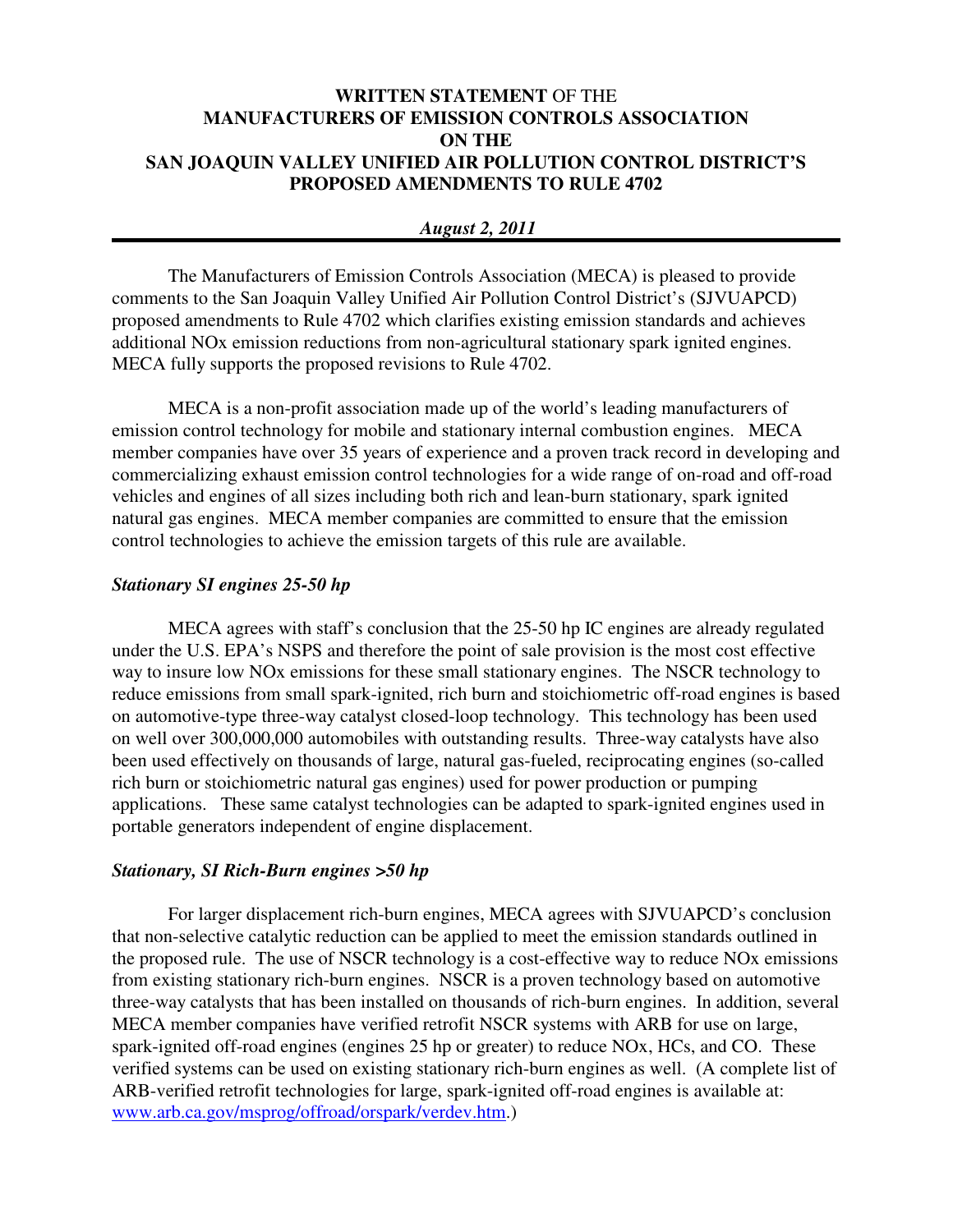# **WRITTEN STATEMENT** OF THE **MANUFACTURERS OF EMISSION CONTROLS ASSOCIATION ON THE SAN JOAQUIN VALLEY UNIFIED AIR POLLUTION CONTROL DISTRICT'S PROPOSED AMENDMENTS TO RULE 4702**

***August 2, 2011***

---

The Manufacturers of Emission Controls Association (MECA) is pleased to provide comments to the San Joaquin Valley Unified Air Pollution Control District's (SJVUAPCD) proposed amendments to Rule 4702 which clarifies existing emission standards and achieves additional NOx emission reductions from non-agricultural stationary spark ignited engines. MECA fully supports the proposed revisions to Rule 4702.

MECA is a non-profit association made up of the world's leading manufacturers of emission control technology for mobile and stationary internal combustion engines. MECA member companies have over 35 years of experience and a proven track record in developing and commercializing exhaust emission control technologies for a wide range of on-road and off-road vehicles and engines of all sizes including both rich and lean-burn stationary, spark ignited natural gas engines. MECA member companies are committed to ensure that the emission control technologies to achieve the emission targets of this rule are available.

### *Stationary SI engines 25-50 hp*

MECA agrees with staff's conclusion that the 25-50 hp IC engines are already regulated under the U.S. EPA's NSPS and therefore the point of sale provision is the most cost effective way to insure low NOx emissions for these small stationary engines. The NSCR technology to reduce emissions from small spark-ignited, rich burn and stoichiometric off-road engines is based on automotive-type three-way catalyst closed-loop technology. This technology has been used on well over 300,000,000 automobiles with outstanding results. Three-way catalysts have also been used effectively on thousands of large, natural gas-fueled, reciprocating engines (so-called rich burn or stoichiometric natural gas engines) used for power production or pumping applications. These same catalyst technologies can be adapted to spark-ignited engines used in portable generators independent of engine displacement.

### *Stationary, SI Rich-Burn engines >50 hp*

For larger displacement rich-burn engines, MECA agrees with SJVUAPCD's conclusion that non-selective catalytic reduction can be applied to meet the emission standards outlined in the proposed rule. The use of NSCR technology is a cost-effective way to reduce NOx emissions from existing stationary rich-burn engines. NSCR is a proven technology based on automotive three-way catalysts that has been installed on thousands of rich-burn engines. In addition, several MECA member companies have verified retrofit NSCR systems with ARB for use on large, spark-ignited off-road engines (engines 25 hp or greater) to reduce NOx, HCs, and CO. These verified systems can be used on existing stationary rich-burn engines as well. (A complete list of ARB-verified retrofit technologies for large, spark-ignited off-road engines is available at: www.arb.ca.gov/msprog/offroad/orspark/verdev.htm.)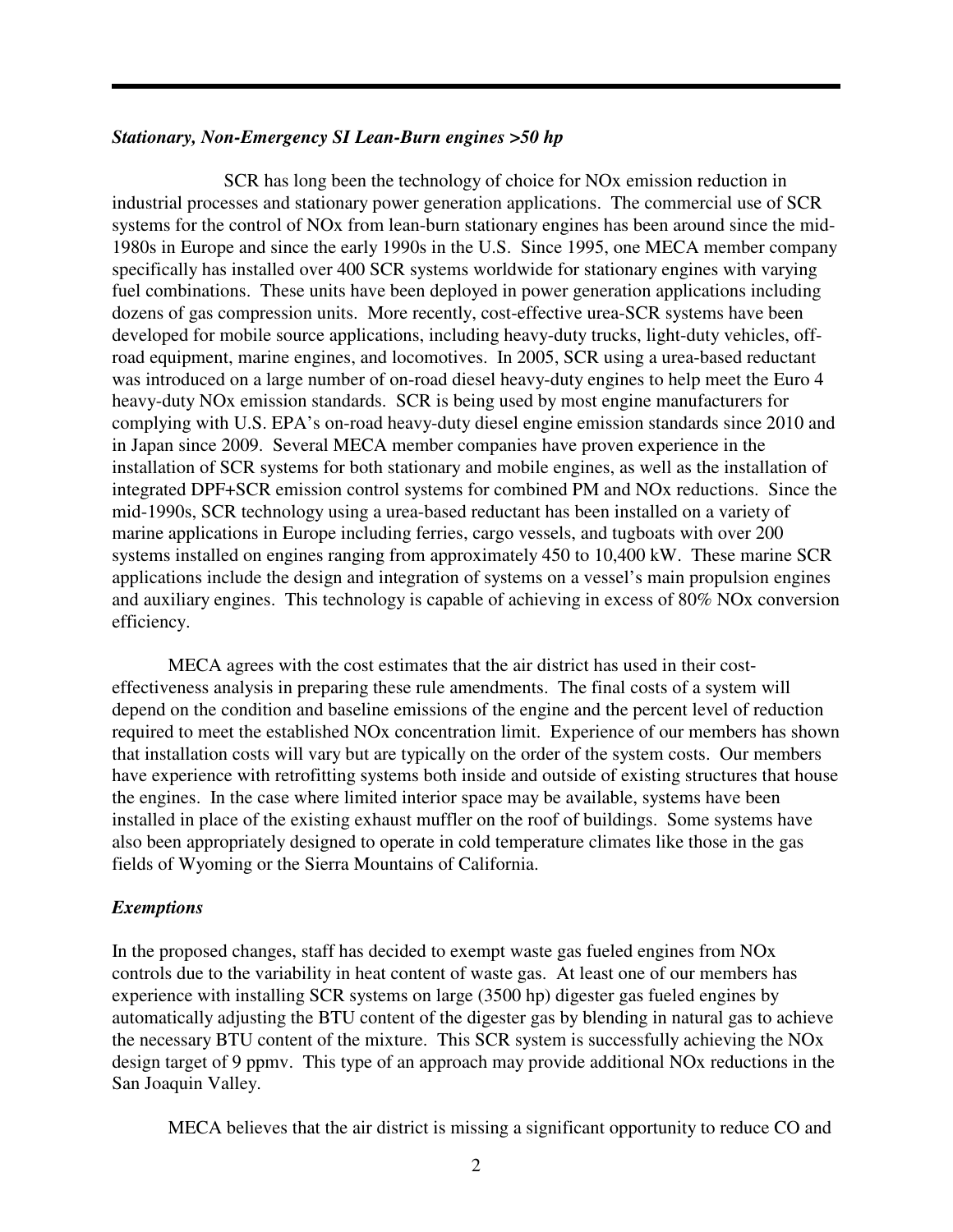### *Stationary, Non-Emergency SI Lean-Burn engines >50 hp*

SCR has long been the technology of choice for NOx emission reduction in industrial processes and stationary power generation applications. The commercial use of SCR systems for the control of NOx from lean-burn stationary engines has been around since the mid-1980s in Europe and since the early 1990s in the U.S. Since 1995, one MECA member company specifically has installed over 400 SCR systems worldwide for stationary engines with varying fuel combinations. These units have been deployed in power generation applications including dozens of gas compression units. More recently, cost-effective urea-SCR systems have been developed for mobile source applications, including heavy-duty trucks, light-duty vehicles, off-road equipment, marine engines, and locomotives. In 2005, SCR using a urea-based reductant was introduced on a large number of on-road diesel heavy-duty engines to help meet the Euro 4 heavy-duty NOx emission standards. SCR is being used by most engine manufacturers for complying with U.S. EPA's on-road heavy-duty diesel engine emission standards since 2010 and in Japan since 2009. Several MECA member companies have proven experience in the installation of SCR systems for both stationary and mobile engines, as well as the installation of integrated DPF+SCR emission control systems for combined PM and NOx reductions. Since the mid-1990s, SCR technology using a urea-based reductant has been installed on a variety of marine applications in Europe including ferries, cargo vessels, and tugboats with over 200 systems installed on engines ranging from approximately 450 to 10,400 kW. These marine SCR applications include the design and integration of systems on a vessel's main propulsion engines and auxiliary engines. This technology is capable of achieving in excess of 80% NOx conversion efficiency.

MECA agrees with the cost estimates that the air district has used in their cost-effectiveness analysis in preparing these rule amendments. The final costs of a system will depend on the condition and baseline emissions of the engine and the percent level of reduction required to meet the established NOx concentration limit. Experience of our members has shown that installation costs will vary but are typically on the order of the system costs. Our members have experience with retrofitting systems both inside and outside of existing structures that house the engines. In the case where limited interior space may be available, systems have been installed in place of the existing exhaust muffler on the roof of buildings. Some systems have also been appropriately designed to operate in cold temperature climates like those in the gas fields of Wyoming or the Sierra Mountains of California.

### *Exemptions*

In the proposed changes, staff has decided to exempt waste gas fueled engines from NOx controls due to the variability in heat content of waste gas. At least one of our members has experience with installing SCR systems on large (3500 hp) digester gas fueled engines by automatically adjusting the BTU content of the digester gas by blending in natural gas to achieve the necessary BTU content of the mixture. This SCR system is successfully achieving the NOx design target of 9 ppmv. This type of an approach may provide additional NOx reductions in the San Joaquin Valley.

MECA believes that the air district is missing a significant opportunity to reduce CO and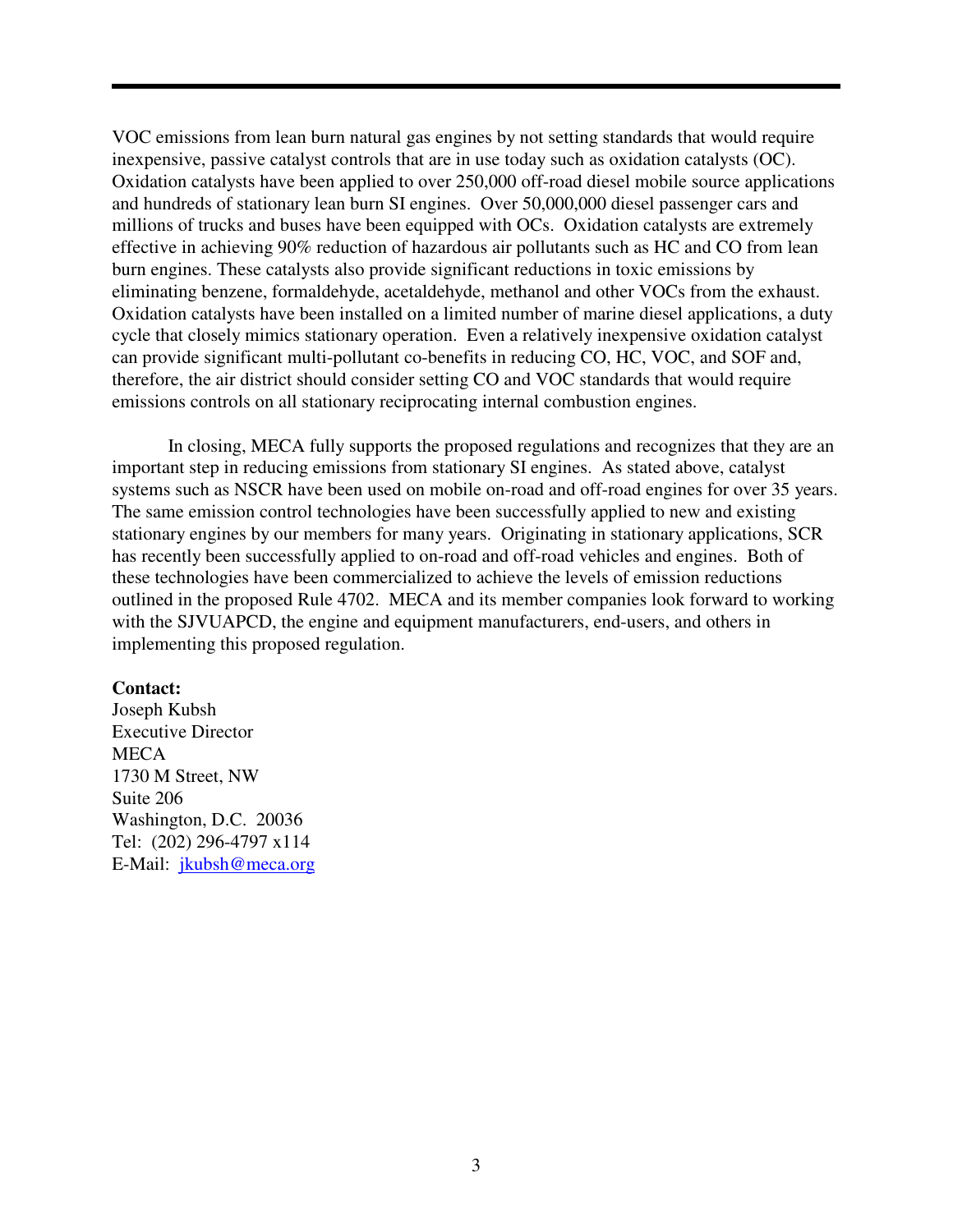VOC emissions from lean burn natural gas engines by not setting standards that would require inexpensive, passive catalyst controls that are in use today such as oxidation catalysts (OC). Oxidation catalysts have been applied to over 250,000 off-road diesel mobile source applications and hundreds of stationary lean burn SI engines. Over 50,000,000 diesel passenger cars and millions of trucks and buses have been equipped with OCs. Oxidation catalysts are extremely effective in achieving 90% reduction of hazardous air pollutants such as HC and CO from lean burn engines. These catalysts also provide significant reductions in toxic emissions by eliminating benzene, formaldehyde, acetaldehyde, methanol and other VOCs from the exhaust. Oxidation catalysts have been installed on a limited number of marine diesel applications, a duty cycle that closely mimics stationary operation. Even a relatively inexpensive oxidation catalyst can provide significant multi-pollutant co-benefits in reducing CO, HC, VOC, and SOF and, therefore, the air district should consider setting CO and VOC standards that would require emissions controls on all stationary reciprocating internal combustion engines.

In closing, MECA fully supports the proposed regulations and recognizes that they are an important step in reducing emissions from stationary SI engines. As stated above, catalyst systems such as NSCR have been used on mobile on-road and off-road engines for over 35 years. The same emission control technologies have been successfully applied to new and existing stationary engines by our members for many years. Originating in stationary applications, SCR has recently been successfully applied to on-road and off-road vehicles and engines. Both of these technologies have been commercialized to achieve the levels of emission reductions outlined in the proposed Rule 4702. MECA and its member companies look forward to working with the SJVUAPCD, the engine and equipment manufacturers, end-users, and others in implementing this proposed regulation.

**Contact:**
Joseph Kubsh
Executive Director
MECA
1730 M Street, NW
Suite 206
Washington, D.C. 20036
Tel: (202) 296-4797 x114
E-Mail: jkubsh@meca.org